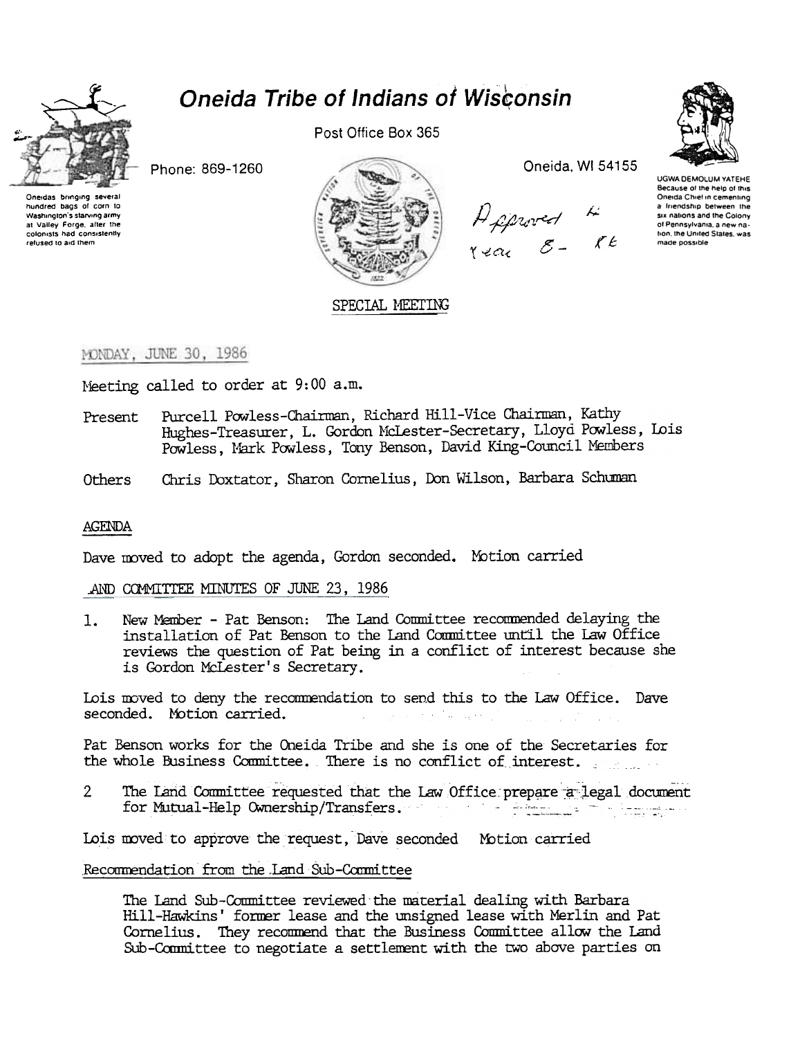# Oneida Tribe of Indians of Wisconsin

Post Office Box 365

Phone: 869-1260

Oneida, WI 54155

Oneidas bringing several hundred bags of corn to Washington's starving army at Valley Forge, after the colonists had consistently refused to aid them

UGWA DEMOLUM YATEHE Because of the help of this Oneida Chief in cementing a friendship between the six nations and the Colony of Pennsylvania, a new nation, the United States, was made possible

Approved ~~year~~ 8- ~~&~~

SPECIAL MEETING

MONDAY, JUNE 30, 1986

Meeting called to order at 9:00 a.m.

Present Purcell Powless-Chairman, Richard Hill-Vice Chairman, Kathy Hughes-Treasurer, L. Gordon McLester-Secretary, Lloyd Powless, Lois Powless, Mark Powless, Tony Benson, David King-Council Members

Others Chris Doxtator, Sharon Cornelius, Don Wilson, Barbara Schuman

## AGENDA

Dave moved to adopt the agenda, Gordon seconded. Motion carried

## AND COMMITTEE MINUTES OF JUNE 23, 1986

1. New Member - Pat Benson: The Land Committee recommended delaying the installation of Pat Benson to the Land Committee until the Law Office reviews the question of Pat being in a conflict of interest because she is Gordon McLester's Secretary.

Lois moved to deny the recommendation to send this to the Law Office. Dave seconded. Motion carried.

Pat Benson works for the Oneida Tribe and she is one of the Secretaries for the whole Business Committee. There is no conflict of interest.

2 The Land Committee requested that the Law Office prepare a legal document for Mutual-Help Ownership/Transfers.

Lois moved to approve the request, Dave seconded Motion carried

## Recommendation from the Land Sub-Committee

The Land Sub-Committee reviewed the material dealing with Barbara Hill-Hawkins' former lease and the unsigned lease with Merlin and Pat Cornelius. They recommend that the Business Committee allow the Land Sub-Committee to negotiate a settlement with the two above parties on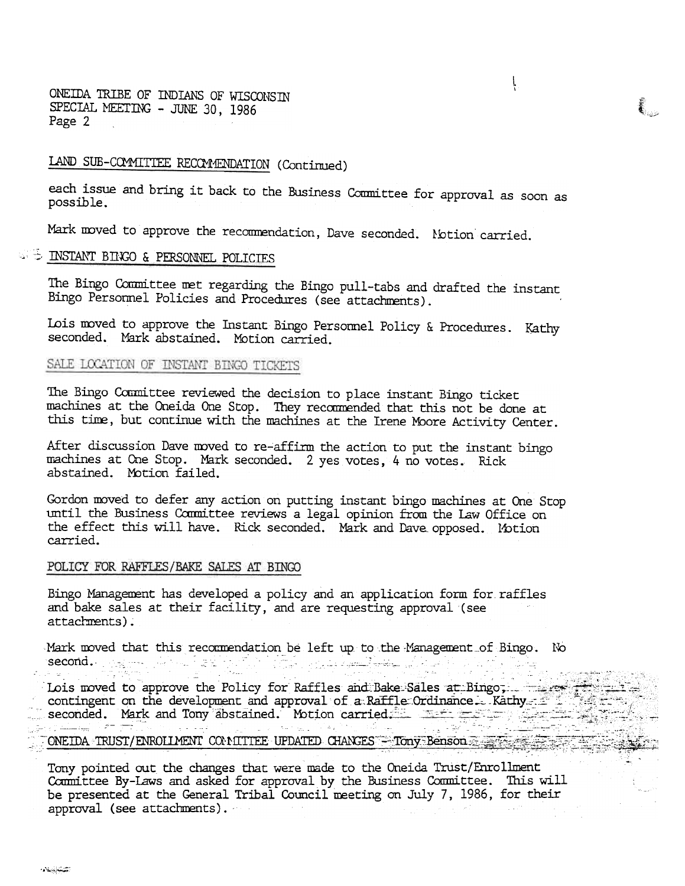## LAND SUB-COMMITTEE RECOMMENDATION (Continued)

each issue and bring it back to the Business Committee for approval as soon as possible.

Mark moved to approve the recommendation, Dave seconded. Motion carried.

## INSTANT BINGO & PERSONNEL POLICIES

The Bingo Committee met regarding the Bingo pull-tabs and drafted the instant Bingo Personnel Policies and Procedures (see attachments).

Lois moved to approve the Instant Bingo Personnel Policy & Procedures. Kathy seconded. Mark abstained. Motion carried.

## SALE LOCATION OF INSTANT BINGO TICKETS

The Bingo Committee reviewed the decision to place instant Bingo ticket machines at the Oneida One Stop. They recommended that this not be done at this time, but continue with the machines at the Irene Moore Activity Center.

After discussion Dave moved to re-affirm the action to put the instant bingo machines at One Stop. Mark seconded. 2 yes votes, 4 no votes. Rick abstained. Motion failed.

Gordon moved to defer any action on putting instant bingo machines at One Stop until the Business Committee reviews a legal opinion from the Law Office on the effect this will have. Rick seconded. Mark and Dave opposed. Motion carried.

## POLICY FOR RAFFLES/BAKE SALES AT BINGO

Bingo Management has developed a policy and an application form for raffles and bake sales at their facility, and are requesting approval (see attachments).

Mark moved that this recommendation be left up to the Management of Bingo. No second.

Lois moved to approve the Policy for Raffles and Bake Sales at Bingo, contingent on the development and approval of a Raffle Ordinance. Kathy seconded. Mark and Tony abstained. Motion carried.

## ONEIDA TRUST/ENROLLMENT COMMITTEE UPDATED CHANGES - Tony Benson

Tony pointed out the changes that were made to the Oneida Trust/Enrollment Committee By-Laws and asked for approval by the Business Committee. This will be presented at the General Tribal Council meeting on July 7, 1986, for their approval (see attachments).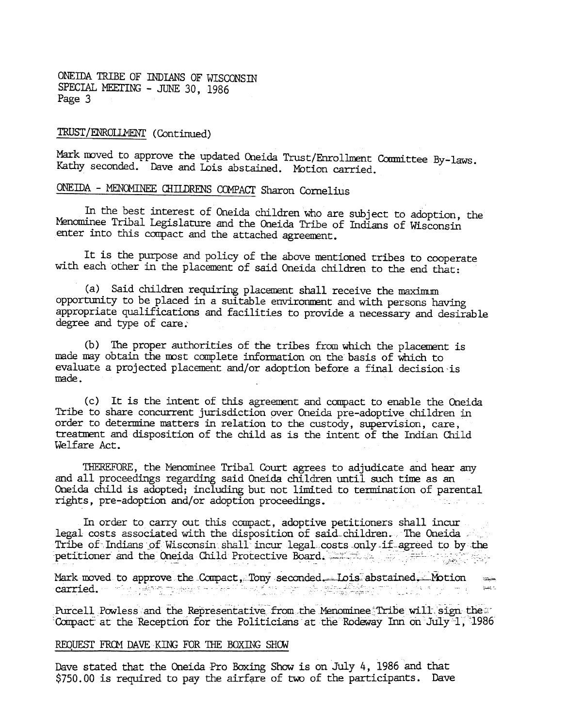TRUST/ENROLLMENT (Continued)

Mark moved to approve the updated Oneida Trust/Enrollment Committee By-laws. Kathy seconded. Dave and Lois abstained. Motion carried.

ONEIDA - MENOMINEE CHILDRENS COMPACT Sharon Cornelius

In the best interest of Oneida children who are subject to adoption, the Menominee Tribal Legislature and the Oneida Tribe of Indians of Wisconsin enter into this compact and the attached agreement.

It is the purpose and policy of the above mentioned tribes to cooperate with each other in the placement of said Oneida children to the end that:

(a) Said children requiring placement shall receive the maximum opportunity to be placed in a suitable environment and with persons having appropriate qualifications and facilities to provide a necessary and desirable degree and type of care.

(b) The proper authorities of the tribes from which the placement is made may obtain the most complete information on the basis of which to evaluate a projected placement and/or adoption before a final decision is made.

(c) It is the intent of this agreement and compact to enable the Oneida Tribe to share concurrent jurisdiction over Oneida pre-adoptive children in order to determine matters in relation to the custody, supervision, care, treatment and disposition of the child as is the intent of the Indian Child Welfare Act.

THEREFORE, the Menominee Tribal Court agrees to adjudicate and hear any and all proceedings regarding said Oneida children until such time as an Oneida child is adopted; including but not limited to termination of parental rights, pre-adoption and/or adoption proceedings.

In order to carry out this compact, adoptive petitioners shall incur legal costs associated with the disposition of said children. The Oneida Tribe of Indians of Wisconsin shall incur legal costs only if agreed to by the petitioner and the Oneida Child Protective Board.

Mark moved to approve the Compact, Tony seconded. Lois abstained. Motion carried.

Purcell Powless and the Representative from the Menominee Tribe will sign the Compact at the Reception for the Politicians at the Rodeway Inn on July 1, 1986

REQUEST FROM DAVE KING FOR THE BOXING SHOW

Dave stated that the Oneida Pro Boxing Show is on July 4, 1986 and that $750.00 is required to pay the airfare of two of the participants. Dave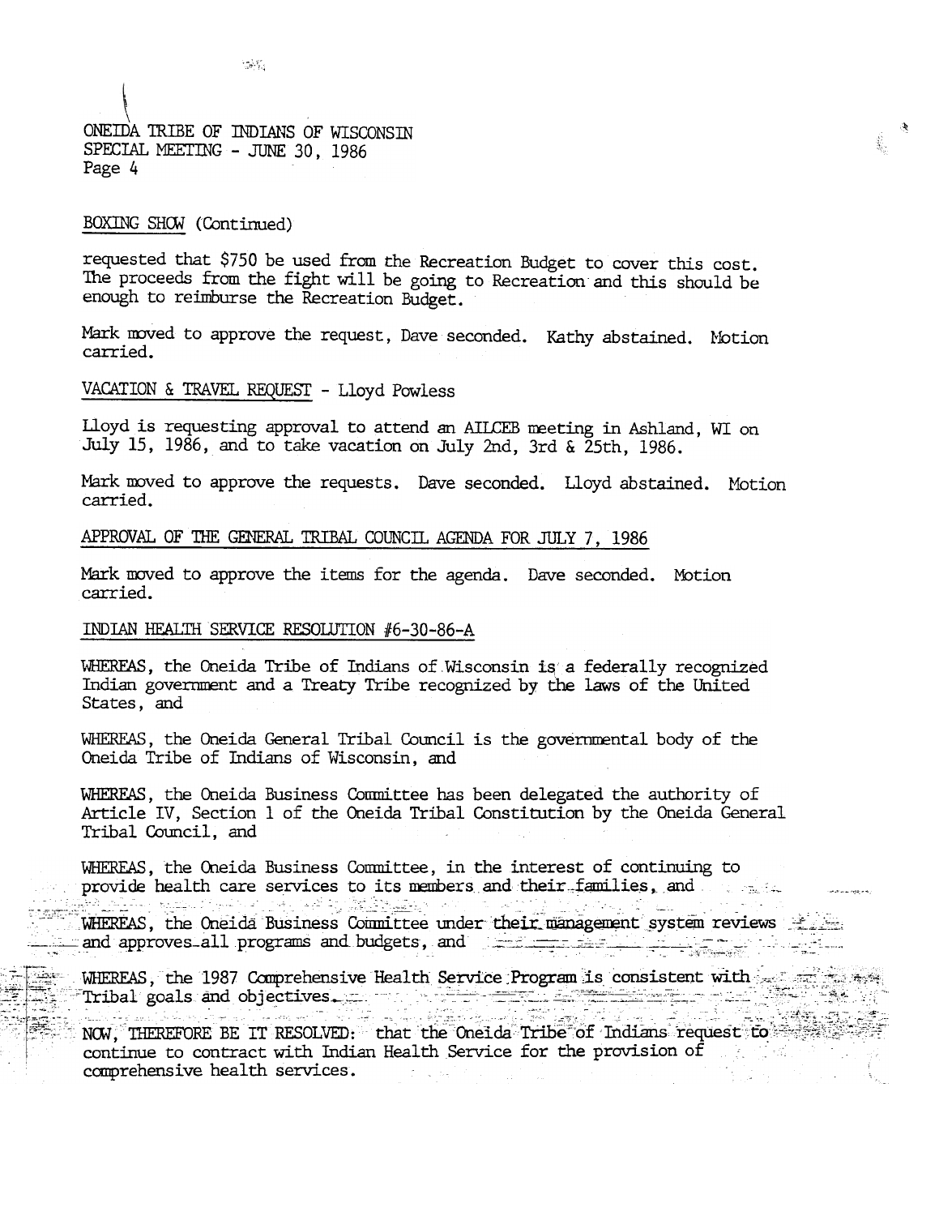ONEIDA TRIBE OF INDIANS OF WISCONSIN
SPECIAL MEETING - JUNE 30, 1986

BOXING SHOW (Continued)

requested that $750 be used from the Recreation Budget to cover this cost. The proceeds from the fight will be going to Recreation and this should be enough to reimburse the Recreation Budget.

Mark moved to approve the request, Dave seconded. Kathy abstained. Motion carried.

VACATION & TRAVEL REQUEST - Lloyd Powless

Lloyd is requesting approval to attend an AILCEB meeting in Ashland, WI on July 15, 1986, and to take vacation on July 2nd, 3rd & 25th, 1986.

Mark moved to approve the requests. Dave seconded. Lloyd abstained. Motion carried.

APPROVAL OF THE GENERAL TRIBAL COUNCIL AGENDA FOR JULY 7, 1986

Mark moved to approve the items for the agenda. Dave seconded. Motion carried.

INDIAN HEALTH SERVICE RESOLUTION #6-30-86-A

WHEREAS, the Oneida Tribe of Indians of Wisconsin is a federally recognized Indian government and a Treaty Tribe recognized by the laws of the United States, and

WHEREAS, the Oneida General Tribal Council is the governmental body of the Oneida Tribe of Indians of Wisconsin, and

WHEREAS, the Oneida Business Committee has been delegated the authority of Article IV, Section 1 of the Oneida Tribal Constitution by the Oneida General Tribal Council, and

WHEREAS, the Oneida Business Committee, in the interest of continuing to provide health care services to its members and their families, and

WHEREAS, the Oneida Business Committee under their management system reviews and approves all programs and budgets, and

WHEREAS, the 1987 Comprehensive Health Service Program is consistent with Tribal goals and objectives.

NOW, THEREFORE BE IT RESOLVED: that the Oneida Tribe of Indians request to continue to contract with Indian Health Service for the provision of comprehensive health services.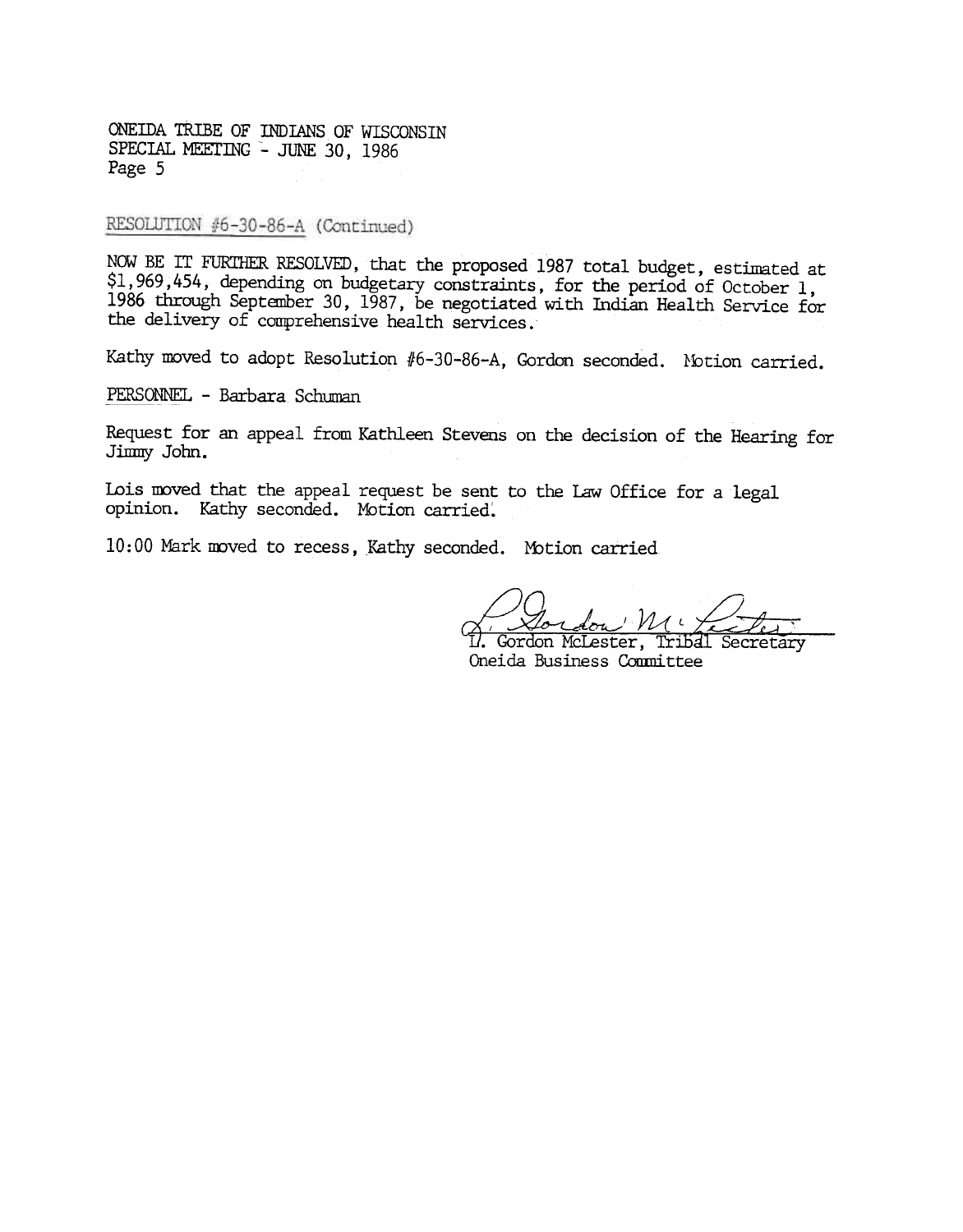RESOLUTION #6-30-86-A (Continued)

NOW BE IT FURTHER RESOLVED, that the proposed 1987 total budget, estimated at $1,969,454, depending on budgetary constraints, for the period of October 1, 1986 through September 30, 1987, be negotiated with Indian Health Service for the delivery of comprehensive health services.

Kathy moved to adopt Resolution #6-30-86-A, Gordon seconded. Motion carried.

PERSONNEL - Barbara Schuman

Request for an appeal from Kathleen Stevens on the decision of the Hearing for Jimmy John.

Lois moved that the appeal request be sent to the Law Office for a legal opinion. Kathy seconded. Motion carried.

10:00 Mark moved to recess, Kathy seconded. Motion carried

L. Gordon McLester, Tribal Secretary
Oneida Business Committee